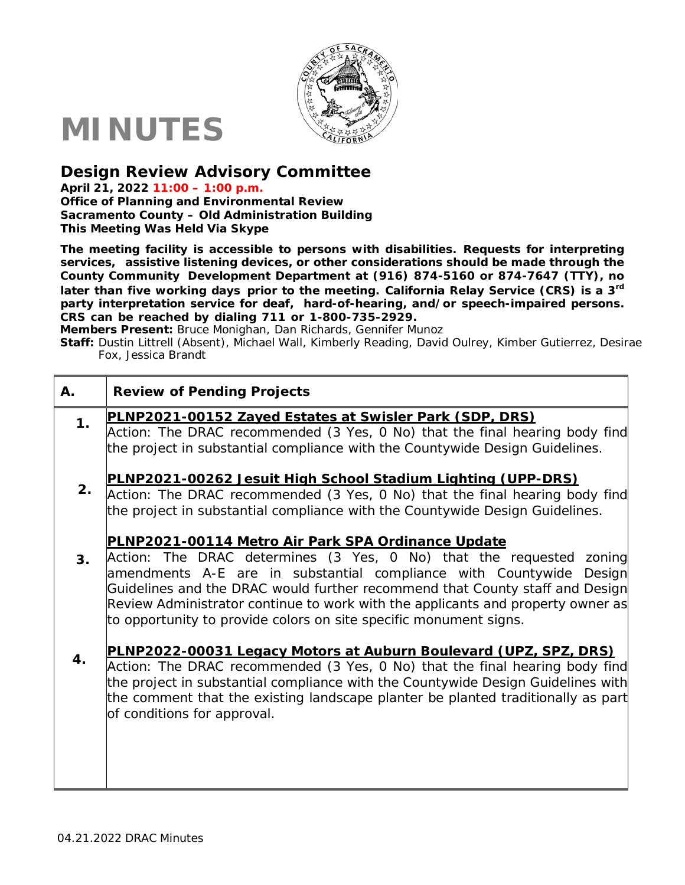# MINUTES

## Design Review Advisory Committee

**April 21, 2022 11:00 – 1:00 p.m.**
**Office of Planning and Environmental Review**
**Sacramento County – Old Administration Building**
**This Meeting Was Held Via Skype**

**The meeting facility is accessible to persons with disabilities. Requests for interpreting services, assistive listening devices, or other considerations should be made through the County Community Development Department at (916) 874-5160 or 874-7647 (TTY), no later than five working days prior to the meeting. California Relay Service (CRS) is a 3rd party interpretation service for deaf, hard-of-hearing, and/or speech-impaired persons. CRS can be reached by dialing 711 or 1-800-735-2929.**

**Members Present:** Bruce Monighan, Dan Richards, Gennifer Munoz

**Staff:** Dustin Littrell (Absent), Michael Wall, Kimberly Reading, David Oulrey, Kimber Gutierrez, Desirae Fox, Jessica Brandt

| A. | Review of Pending Projects |
|---|---|
| 1. | **PLNP2021-00152 Zayed Estates at Swisler Park (SDP, DRS)** Action: The DRAC recommended (3 Yes, 0 No) that the final hearing body find the project in substantial compliance with the Countywide Design Guidelines. |
| 2. | **PLNP2021-00262 Jesuit High School Stadium Lighting (UPP-DRS)** Action: The DRAC recommended (3 Yes, 0 No) that the final hearing body find the project in substantial compliance with the Countywide Design Guidelines. |
| 3. | **PLNP2021-00114 Metro Air Park SPA Ordinance Update** Action: The DRAC determines (3 Yes, 0 No) that the requested zoning amendments A-E are in substantial compliance with Countywide Design Guidelines and the DRAC would further recommend that County staff and Design Review Administrator continue to work with the applicants and property owner as to opportunity to provide colors on site specific monument signs. |
| 4. | **PLNP2022-00031 Legacy Motors at Auburn Boulevard (UPZ, SPZ, DRS)** Action: The DRAC recommended (3 Yes, 0 No) that the final hearing body find the project in substantial compliance with the Countywide Design Guidelines with the comment that the existing landscape planter be planted traditionally as part of conditions for approval. |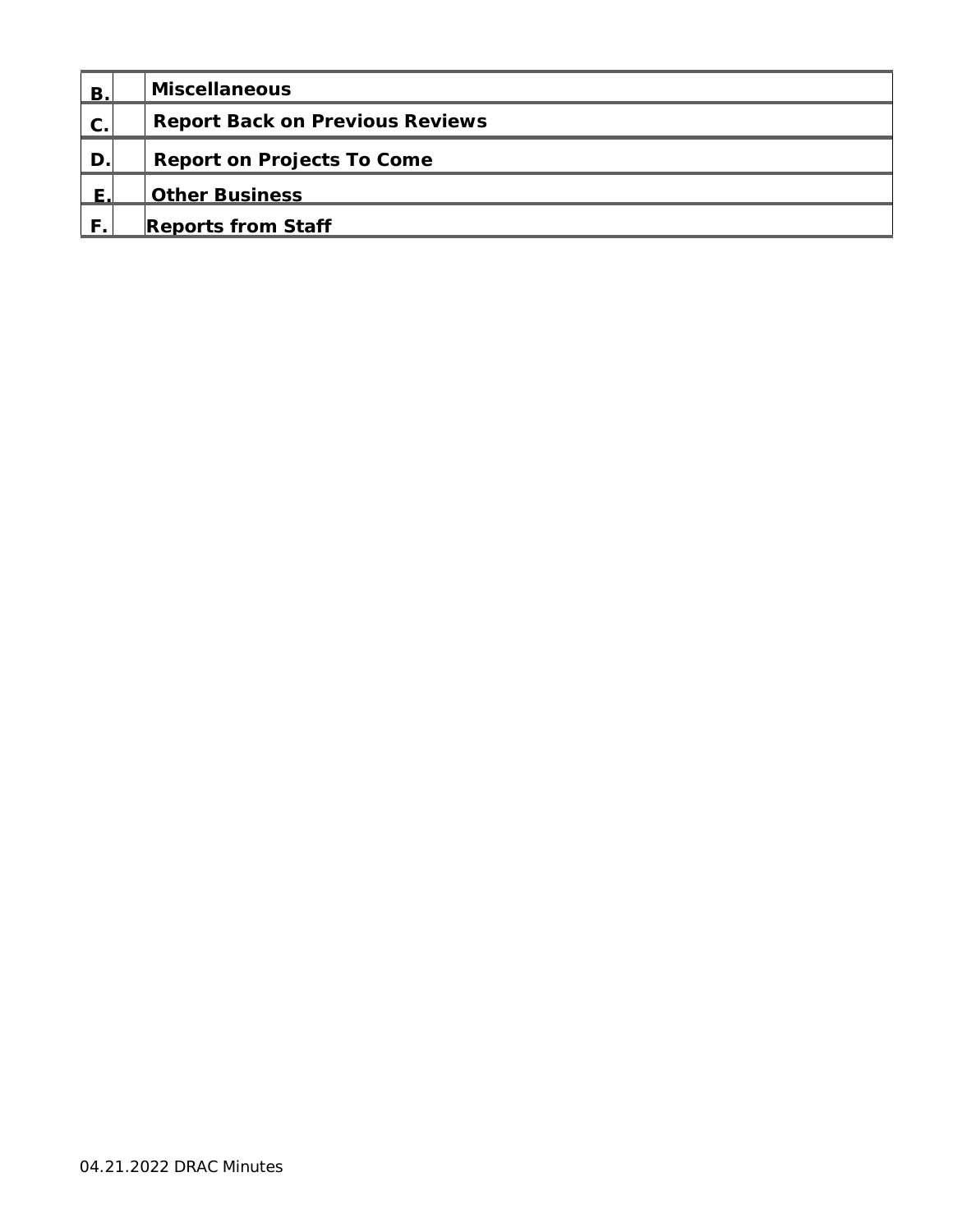| | | |
|---|---|---|
| **B.** | | **Miscellaneous** |
| **C.** | | **Report Back on Previous Reviews** |
| **D.** | | **Report on Projects To Come** |
| **E.** | | **Other Business** |
| **F.** | | **Reports from Staff** |